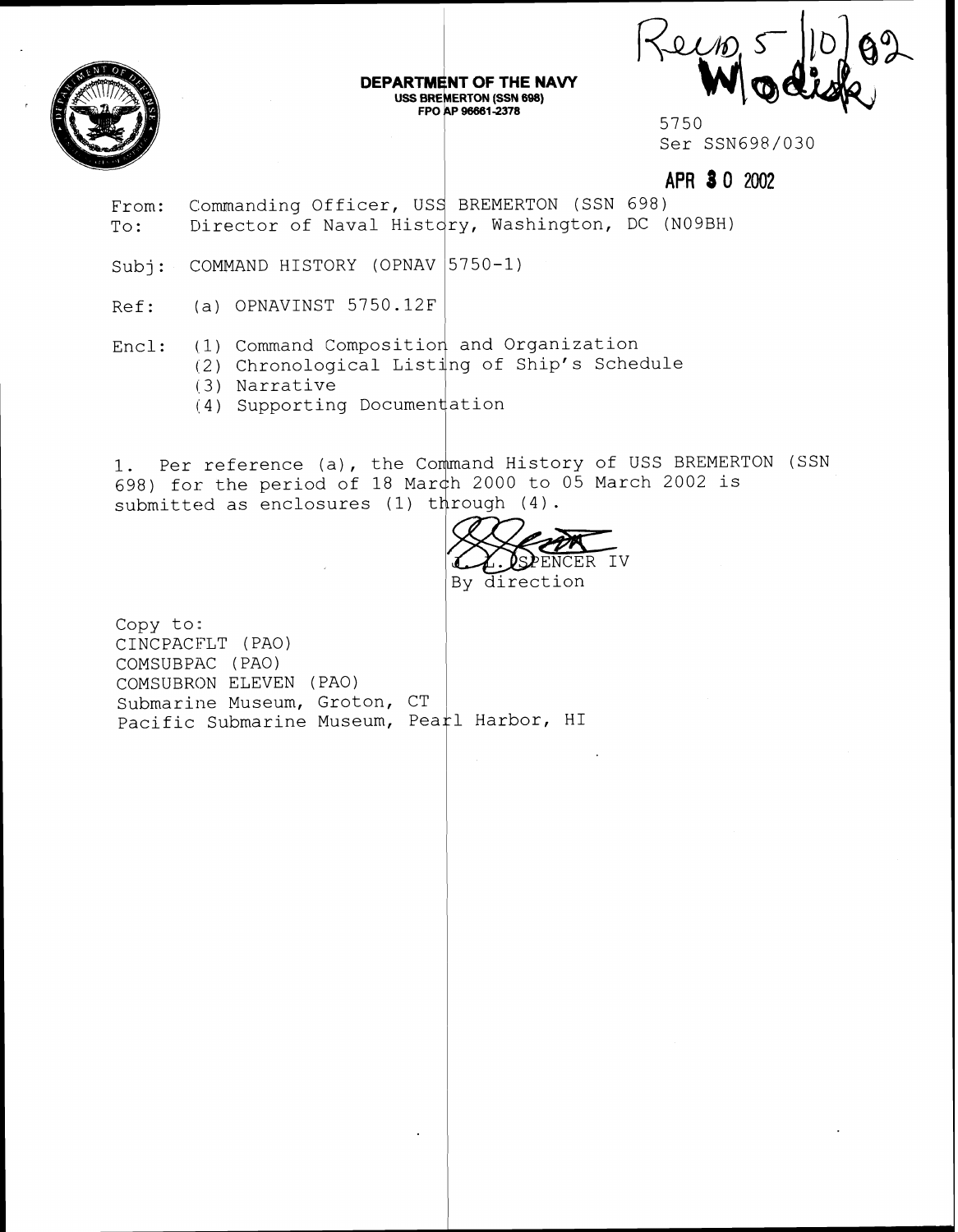Recd 5/10/02
W/disk

**DEPARTMENT OF THE NAVY**
USS BREMERTON (SSN 698)
FPO AP 96661-2378

5750
Ser SSN698/030

APR 30 2002

From: Commanding Officer, USS BREMERTON (SSN 698)
To: Director of Naval History, Washington, DC (N09BH)

Subj: COMMAND HISTORY (OPNAV 5750-1)

Ref: (a) OPNAVINST 5750.12F

Encl: (1) Command Composition and Organization
(2) Chronological Listing of Ship's Schedule
(3) Narrative
(4) Supporting Documentation

1. Per reference (a), the Command History of USS BREMERTON (SSN 698) for the period of 18 March 2000 to 05 March 2002 is submitted as enclosures (1) through (4).

J. L. SPENCER IV
By direction

Copy to:
CINCPACFLT (PAO)
COMSUBPAC (PAO)
COMSUBRON ELEVEN (PAO)
Submarine Museum, Groton, CT
Pacific Submarine Museum, Pearl Harbor, HI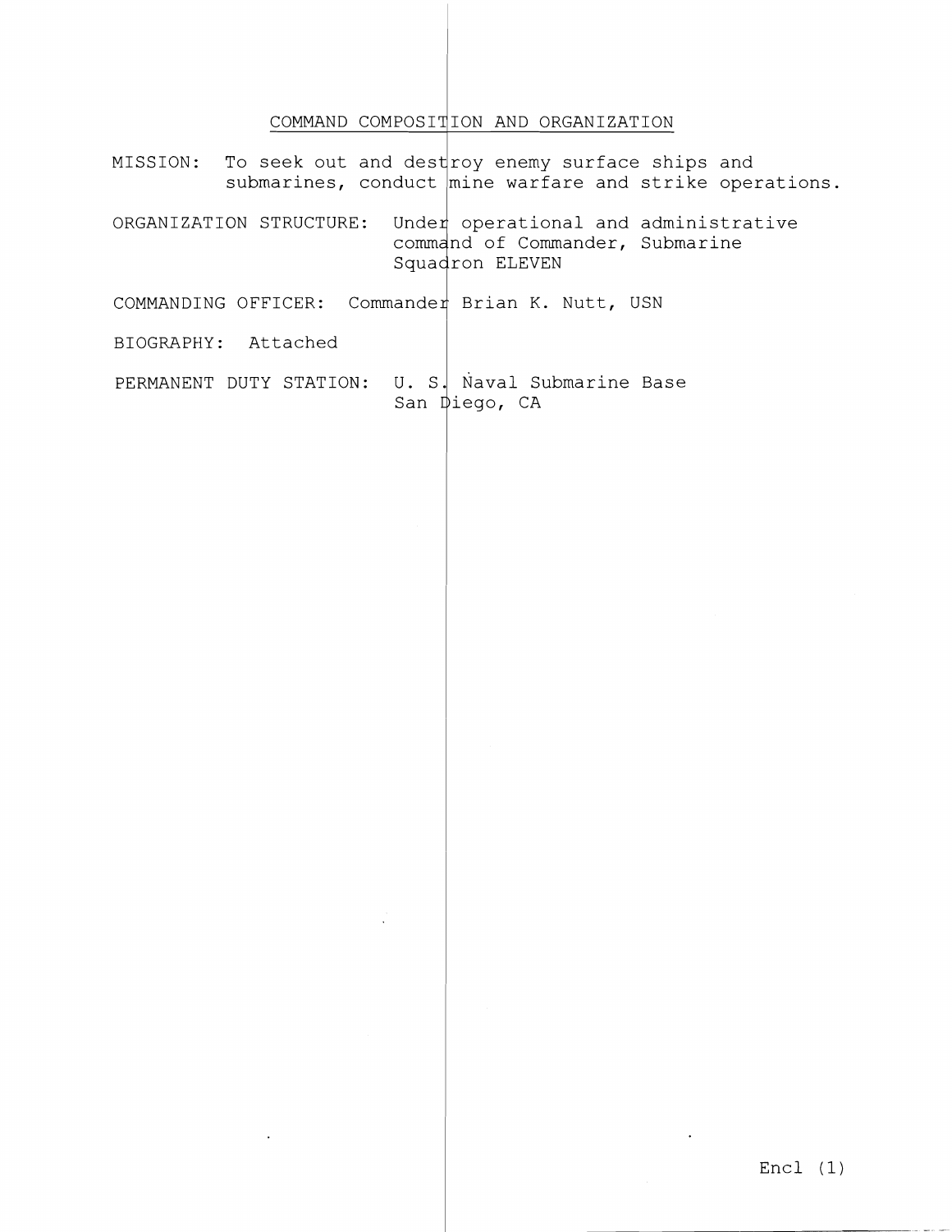# COMMAND COMPOSITION AND ORGANIZATION

MISSION: To seek out and destroy enemy surface ships and submarines, conduct mine warfare and strike operations.

ORGANIZATION STRUCTURE: Under operational and administrative command of Commander, Submarine Squadron ELEVEN

COMMANDING OFFICER: Commander Brian K. Nutt, USN

BIOGRAPHY: Attached

PERMANENT DUTY STATION: U. S. Naval Submarine Base San Diego, CA

Encl (1)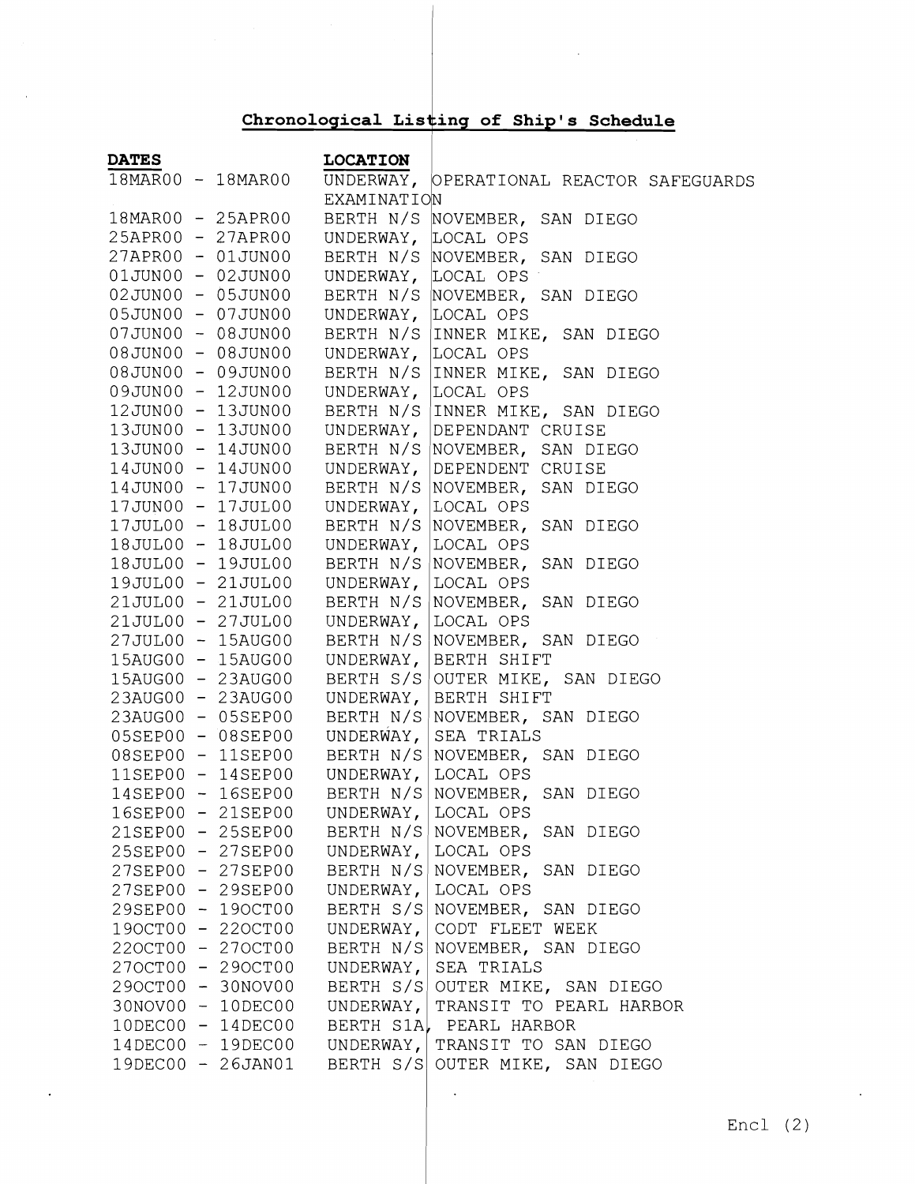## Chronological Listing of Ship's Schedule

| DATES | LOCATION | |
|---|---|---|
| 18MAR00 - 18MAR00 | UNDERWAY, | OPERATIONAL REACTOR SAFEGUARDS EXAMINATION |
| 18MAR00 - 25APR00 | BERTH N/S | NOVEMBER, SAN DIEGO |
| 25APR00 - 27APR00 | UNDERWAY, | LOCAL OPS |
| 27APR00 - 01JUN00 | BERTH N/S | NOVEMBER, SAN DIEGO |
| 01JUN00 - 02JUN00 | UNDERWAY, | LOCAL OPS |
| 02JUN00 - 05JUN00 | BERTH N/S | NOVEMBER, SAN DIEGO |
| 05JUN00 - 07JUN00 | UNDERWAY, | LOCAL OPS |
| 07JUN00 - 08JUN00 | BERTH N/S | INNER MIKE, SAN DIEGO |
| 08JUN00 - 08JUN00 | UNDERWAY, | LOCAL OPS |
| 08JUN00 - 09JUN00 | BERTH N/S | INNER MIKE, SAN DIEGO |
| 09JUN00 - 12JUN00 | UNDERWAY, | LOCAL OPS |
| 12JUN00 - 13JUN00 | BERTH N/S | INNER MIKE, SAN DIEGO |
| 13JUN00 - 13JUN00 | UNDERWAY, | DEPENDANT CRUISE |
| 13JUN00 - 14JUN00 | BERTH N/S | NOVEMBER, SAN DIEGO |
| 14JUN00 - 14JUN00 | UNDERWAY, | DEPENDENT CRUISE |
| 14JUN00 - 17JUN00 | BERTH N/S | NOVEMBER, SAN DIEGO |
| 17JUN00 - 17JUL00 | UNDERWAY, | LOCAL OPS |
| 17JUL00 - 18JUL00 | BERTH N/S | NOVEMBER, SAN DIEGO |
| 18JUL00 - 18JUL00 | UNDERWAY, | LOCAL OPS |
| 18JUL00 - 19JUL00 | BERTH N/S | NOVEMBER, SAN DIEGO |
| 19JUL00 - 21JUL00 | UNDERWAY, | LOCAL OPS |
| 21JUL00 - 21JUL00 | BERTH N/S | NOVEMBER, SAN DIEGO |
| 21JUL00 - 27JUL00 | UNDERWAY, | LOCAL OPS |
| 27JUL00 - 15AUG00 | BERTH N/S | NOVEMBER, SAN DIEGO |
| 15AUG00 - 15AUG00 | UNDERWAY, | BERTH SHIFT |
| 15AUG00 - 23AUG00 | BERTH S/S | OUTER MIKE, SAN DIEGO |
| 23AUG00 - 23AUG00 | UNDERWAY, | BERTH SHIFT |
| 23AUG00 - 05SEP00 | BERTH N/S | NOVEMBER, SAN DIEGO |
| 05SEP00 - 08SEP00 | UNDERWAY, | SEA TRIALS |
| 08SEP00 - 11SEP00 | BERTH N/S | NOVEMBER, SAN DIEGO |
| 11SEP00 - 14SEP00 | UNDERWAY, | LOCAL OPS |
| 14SEP00 - 16SEP00 | BERTH N/S | NOVEMBER, SAN DIEGO |
| 16SEP00 - 21SEP00 | UNDERWAY, | LOCAL OPS |
| 21SEP00 - 25SEP00 | BERTH N/S | NOVEMBER, SAN DIEGO |
| 25SEP00 - 27SEP00 | UNDERWAY, | LOCAL OPS |
| 27SEP00 - 27SEP00 | BERTH N/S | NOVEMBER, SAN DIEGO |
| 27SEP00 - 29SEP00 | UNDERWAY, | LOCAL OPS |
| 29SEP00 - 19OCT00 | BERTH S/S | NOVEMBER, SAN DIEGO |
| 19OCT00 - 22OCT00 | UNDERWAY, | CODT FLEET WEEK |
| 22OCT00 - 27OCT00 | BERTH N/S | NOVEMBER, SAN DIEGO |
| 27OCT00 - 29OCT00 | UNDERWAY, | SEA TRIALS |
| 29OCT00 - 30NOV00 | BERTH S/S | OUTER MIKE, SAN DIEGO |
| 30NOV00 - 10DEC00 | UNDERWAY, | TRANSIT TO PEARL HARBOR |
| 10DEC00 - 14DEC00 | BERTH S1A, | PEARL HARBOR |
| 14DEC00 - 19DEC00 | UNDERWAY, | TRANSIT TO SAN DIEGO |
| 19DEC00 - 26JAN01 | BERTH S/S | OUTER MIKE, SAN DIEGO |

Encl (2)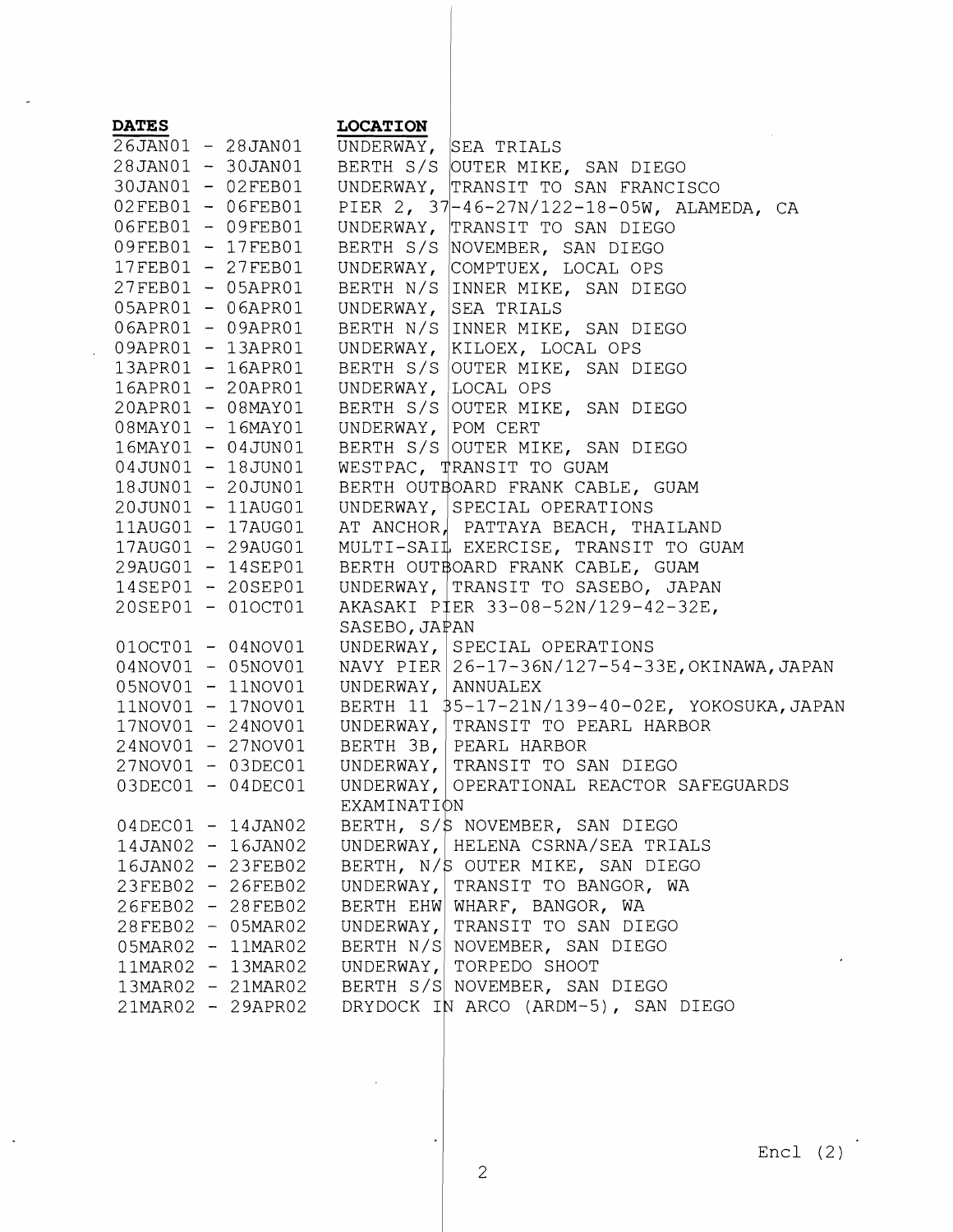| **DATES** | **LOCATION** |
|---|---|
| 26JAN01 - 28JAN01 | UNDERWAY, SEA TRIALS |
| 28JAN01 - 30JAN01 | BERTH S/S OUTER MIKE, SAN DIEGO |
| 30JAN01 - 02FEB01 | UNDERWAY, TRANSIT TO SAN FRANCISCO |
| 02FEB01 - 06FEB01 | PIER 2, 37-46-27N/122-18-05W, ALAMEDA, CA |
| 06FEB01 - 09FEB01 | UNDERWAY, TRANSIT TO SAN DIEGO |
| 09FEB01 - 17FEB01 | BERTH S/S NOVEMBER, SAN DIEGO |
| 17FEB01 - 27FEB01 | UNDERWAY, COMPTUEX, LOCAL OPS |
| 27FEB01 - 05APR01 | BERTH N/S INNER MIKE, SAN DIEGO |
| 05APR01 - 06APR01 | UNDERWAY, SEA TRIALS |
| 06APR01 - 09APR01 | BERTH N/S INNER MIKE, SAN DIEGO |
| 09APR01 - 13APR01 | UNDERWAY, KILOEX, LOCAL OPS |
| 13APR01 - 16APR01 | BERTH S/S OUTER MIKE, SAN DIEGO |
| 16APR01 - 20APR01 | UNDERWAY, LOCAL OPS |
| 20APR01 - 08MAY01 | BERTH S/S OUTER MIKE, SAN DIEGO |
| 08MAY01 - 16MAY01 | UNDERWAY, POM CERT |
| 16MAY01 - 04JUN01 | BERTH S/S OUTER MIKE, SAN DIEGO |
| 04JUN01 - 18JUN01 | WESTPAC, TRANSIT TO GUAM |
| 18JUN01 - 20JUN01 | BERTH OUTBOARD FRANK CABLE, GUAM |
| 20JUN01 - 11AUG01 | UNDERWAY, SPECIAL OPERATIONS |
| 11AUG01 - 17AUG01 | AT ANCHOR, PATTAYA BEACH, THAILAND |
| 17AUG01 - 29AUG01 | MULTI-SAIL EXERCISE, TRANSIT TO GUAM |
| 29AUG01 - 14SEP01 | BERTH OUTBOARD FRANK CABLE, GUAM |
| 14SEP01 - 20SEP01 | UNDERWAY, TRANSIT TO SASEBO, JAPAN |
| 20SEP01 - 01OCT01 | AKASAKI PIER 33-08-52N/129-42-32E, SASEBO, JAPAN |
| 01OCT01 - 04NOV01 | UNDERWAY, SPECIAL OPERATIONS |
| 04NOV01 - 05NOV01 | NAVY PIER 26-17-36N/127-54-33E, OKINAWA, JAPAN |
| 05NOV01 - 11NOV01 | UNDERWAY, ANNUALEX |
| 11NOV01 - 17NOV01 | BERTH 11 35-17-21N/139-40-02E, YOKOSUKA, JAPAN |
| 17NOV01 - 24NOV01 | UNDERWAY, TRANSIT TO PEARL HARBOR |
| 24NOV01 - 27NOV01 | BERTH 3B, PEARL HARBOR |
| 27NOV01 - 03DEC01 | UNDERWAY, TRANSIT TO SAN DIEGO |
| 03DEC01 - 04DEC01 | UNDERWAY, OPERATIONAL REACTOR SAFEGUARDS EXAMINATION |
| 04DEC01 - 14JAN02 | BERTH, S/S NOVEMBER, SAN DIEGO |
| 14JAN02 - 16JAN02 | UNDERWAY, HELENA CSRNA/SEA TRIALS |
| 16JAN02 - 23FEB02 | BERTH, N/S OUTER MIKE, SAN DIEGO |
| 23FEB02 - 26FEB02 | UNDERWAY, TRANSIT TO BANGOR, WA |
| 26FEB02 - 28FEB02 | BERTH EHW WHARF, BANGOR, WA |
| 28FEB02 - 05MAR02 | UNDERWAY, TRANSIT TO SAN DIEGO |
| 05MAR02 - 11MAR02 | BERTH N/S NOVEMBER, SAN DIEGO |
| 11MAR02 - 13MAR02 | UNDERWAY, TORPEDO SHOOT |
| 13MAR02 - 21MAR02 | BERTH S/S NOVEMBER, SAN DIEGO |
| 21MAR02 - 29APR02 | DRYDOCK IN ARCO (ARDM-5), SAN DIEGO |

Encl (2)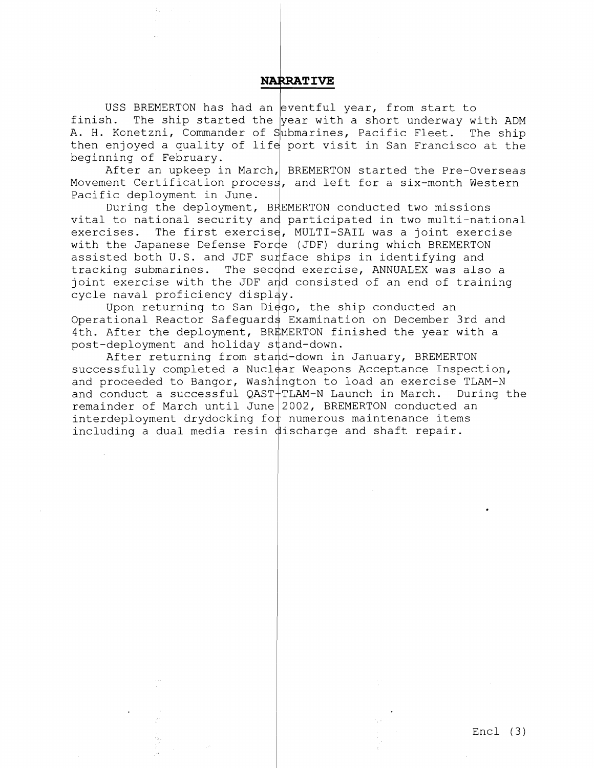## NARRATIVE

USS BREMERTON has had an eventful year, from start to finish. The ship started the year with a short underway with ADM A. H. Konetzni, Commander of Submarines, Pacific Fleet. The ship then enjoyed a quality of life port visit in San Francisco at the beginning of February.

After an upkeep in March, BREMERTON started the Pre-Overseas Movement Certification process, and left for a six-month Western Pacific deployment in June.

During the deployment, BREMERTON conducted two missions vital to national security and participated in two multi-national exercises. The first exercise, MULTI-SAIL was a joint exercise with the Japanese Defense Force (JDF) during which BREMERTON assisted both U.S. and JDF surface ships in identifying and tracking submarines. The second exercise, ANNUALEX was also a joint exercise with the JDF and consisted of an end of training cycle naval proficiency display.

Upon returning to San Diego, the ship conducted an Operational Reactor Safeguards Examination on December 3rd and 4th. After the deployment, BREMERTON finished the year with a post-deployment and holiday stand-down.

After returning from stand-down in January, BREMERTON successfully completed a Nuclear Weapons Acceptance Inspection, and proceeded to Bangor, Washington to load an exercise TLAM-N and conduct a successful QAST-TLAM-N Launch in March. During the remainder of March until June 2002, BREMERTON conducted an interdeployment drydocking for numerous maintenance items including a dual media resin discharge and shaft repair.

Encl (3)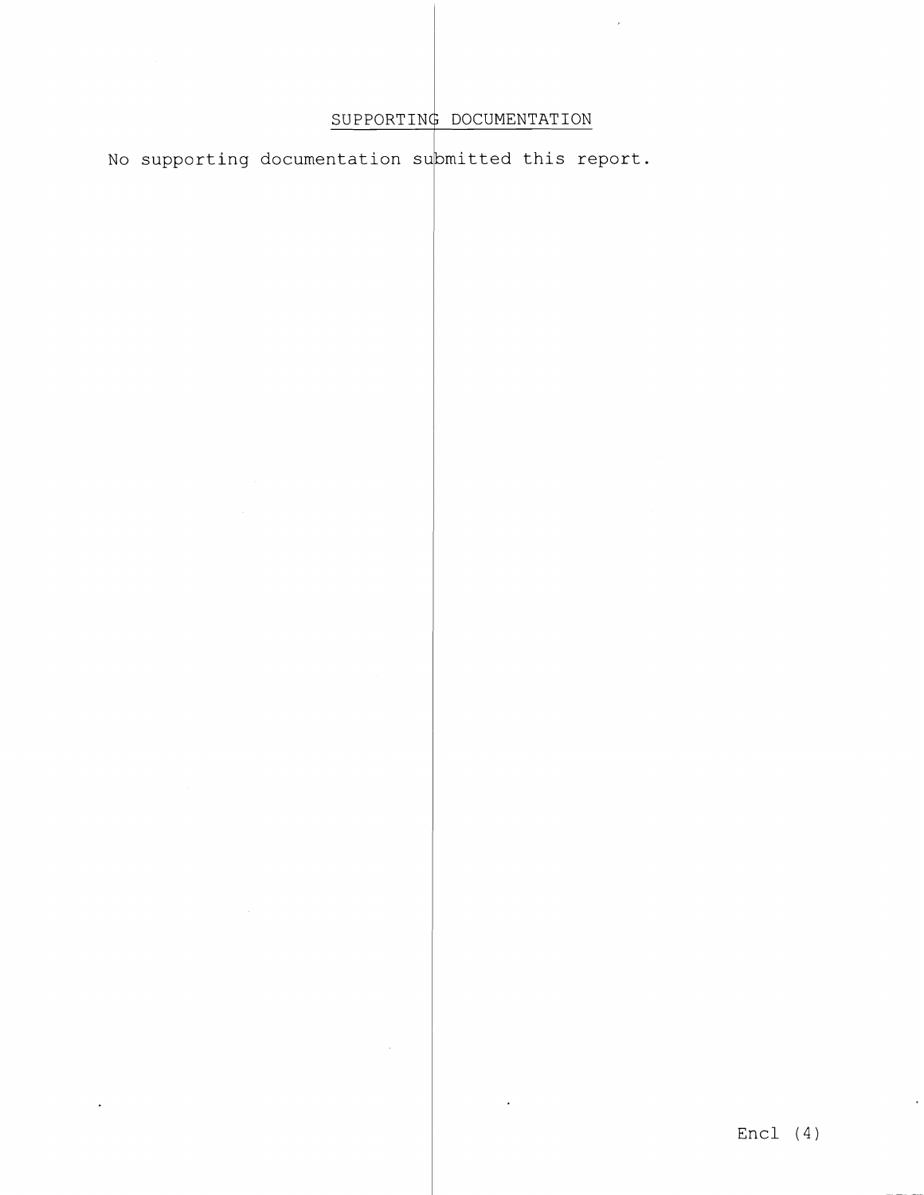## SUPPORTING DOCUMENTATION

No supporting documentation submitted this report.

Encl (4)